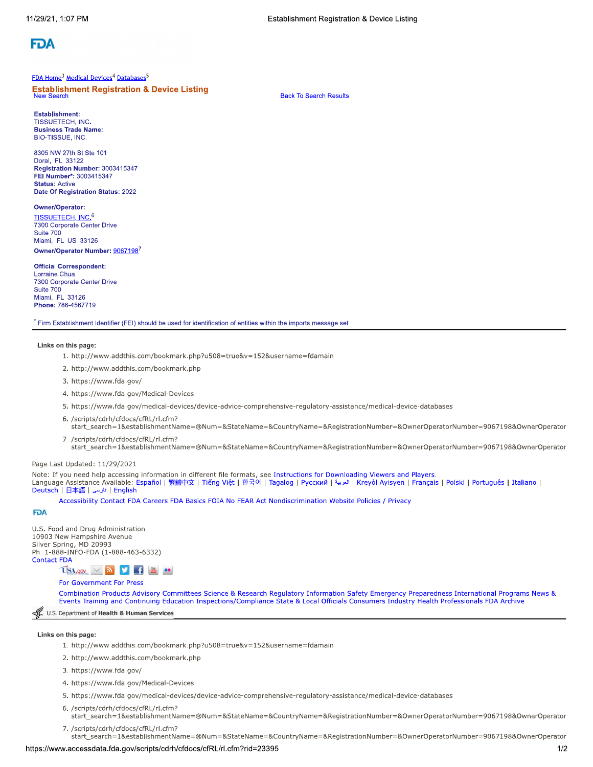FDA

[FDA Home][3] [Medical Devices][4] [Databases][5]

## Establishment Registration & Device Listing

New Search | Back To Search Results

**Establishment:**
TISSUETECH, INC.
**Business Trade Name:**
BIO-TISSUE, INC.

8305 NW 27th St Ste 101
Doral, FL 33122
**Registration Number:** 3003415347
**FEI Number*:** 3003415347
**Status:** Active
**Date Of Registration Status:** 2022

**Owner/Operator:**
TISSUETECH, INC.[6]
7300 Corporate Center Drive
Suite 700
Miami, FL US 33126
**Owner/Operator Number:** 9067198[7]

**Official Correspondent:**
Lorraine Chua
7300 Corporate Center Drive
Suite 700
Miami, FL 33126
**Phone:** 786-4567719

* Firm Establishment Identifier (FEI) should be used for identification of entities within the imports message set

---

**Links on this page:**

1. http://www.addthis.com/bookmark.php?u508=true&v=152&username=fdamain
2. http://www.addthis.com/bookmark.php
3. https://www.fda.gov/
4. https://www.fda.gov/Medical-Devices
5. https://www.fda.gov/medical-devices/device-advice-comprehensive-regulatory-assistance/medical-device-databases
6. /scripts/cdrh/cfdocs/cfRL/rl.cfm?start_search=1&establishmentName=&regNum=&StateName=&CountryName=&RegistrationNumber=&OwnerOperatorNumber=9067198&OwnerOperator
7. /scripts/cdrh/cfdocs/cfRL/rl.cfm?start_search=1&establishmentName=&regNum=&StateName=&CountryName=&RegistrationNumber=&OwnerOperatorNumber=9067198&OwnerOperator

Page Last Updated: 11/29/2021

Note: If you need help accessing information in different file formats, see Instructions for Downloading Viewers and Players.
Language Assistance Available: Español | 繁體中文 | Tiếng Việt | 한국어 | Tagalog | Русский | العربية | Kreyòl Ayisyen | Français | Polski | Português | Italiano | Deutsch | 日本語 | فارسی | English

Accessibility Contact FDA Careers FDA Basics FOIA No FEAR Act Nondiscrimination Website Policies / Privacy

FDA

U.S. Food and Drug Administration
10903 New Hampshire Avenue
Silver Spring, MD 20993
Ph. 1-888-INFO-FDA (1-888-463-6332)
Contact FDA

For Government For Press

Combination Products Advisory Committees Science & Research Regulatory Information Safety Emergency Preparedness International Programs News & Events Training and Continuing Education Inspections/Compliance State & Local Officials Consumers Industry Health Professionals FDA Archive

U.S. Department of **Health & Human Services**

---

**Links on this page:**

1. http://www.addthis.com/bookmark.php?u508=true&v=152&username=fdamain
2. http://www.addthis.com/bookmark.php
3. https://www.fda.gov/
4. https://www.fda.gov/Medical-Devices
5. https://www.fda.gov/medical-devices/device-advice-comprehensive-regulatory-assistance/medical-device-databases
6. /scripts/cdrh/cfdocs/cfRL/rl.cfm?start_search=1&establishmentName=&regNum=&StateName=&CountryName=&RegistrationNumber=&OwnerOperatorNumber=9067198&OwnerOperator
7. /scripts/cdrh/cfdocs/cfRL/rl.cfm?start_search=1&establishmentName=&regNum=&StateName=&CountryName=&RegistrationNumber=&OwnerOperatorNumber=9067198&OwnerOperator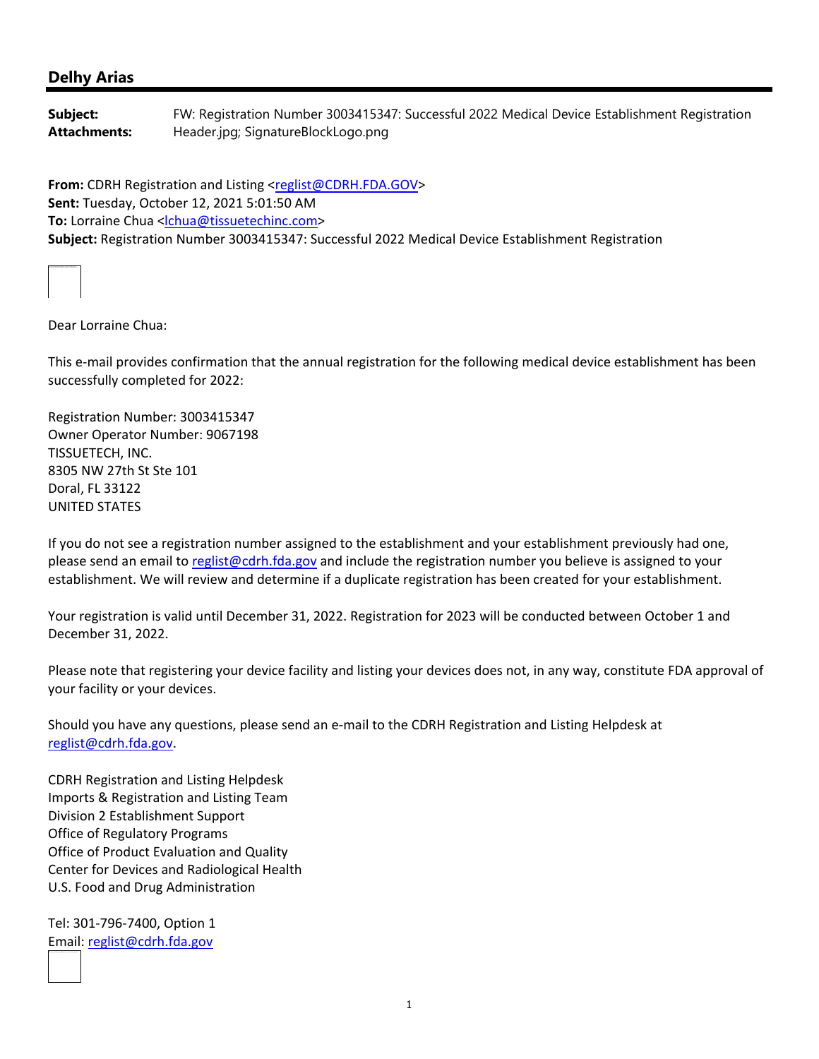## Delhy Arias

**Subject:** FW: Registration Number 3003415347: Successful 2022 Medical Device Establishment Registration
**Attachments:** Header.jpg; SignatureBlockLogo.png

**From:** CDRH Registration and Listing <reglist@CDRH.FDA.GOV>
**Sent:** Tuesday, October 12, 2021 5:01:50 AM
**To:** Lorraine Chua <lchua@tissuetechinc.com>
**Subject:** Registration Number 3003415347: Successful 2022 Medical Device Establishment Registration

Dear Lorraine Chua:

This e-mail provides confirmation that the annual registration for the following medical device establishment has been successfully completed for 2022:

Registration Number: 3003415347
Owner Operator Number: 9067198
TISSUETECH, INC.
8305 NW 27th St Ste 101
Doral, FL 33122
UNITED STATES

If you do not see a registration number assigned to the establishment and your establishment previously had one, please send an email to reglist@cdrh.fda.gov and include the registration number you believe is assigned to your establishment. We will review and determine if a duplicate registration has been created for your establishment.

Your registration is valid until December 31, 2022. Registration for 2023 will be conducted between October 1 and December 31, 2022.

Please note that registering your device facility and listing your devices does not, in any way, constitute FDA approval of your facility or your devices.

Should you have any questions, please send an e-mail to the CDRH Registration and Listing Helpdesk at reglist@cdrh.fda.gov.

CDRH Registration and Listing Helpdesk
Imports & Registration and Listing Team
Division 2 Establishment Support
Office of Regulatory Programs
Office of Product Evaluation and Quality
Center for Devices and Radiological Health
U.S. Food and Drug Administration

Tel: 301-796-7400, Option 1
Email: reglist@cdrh.fda.gov